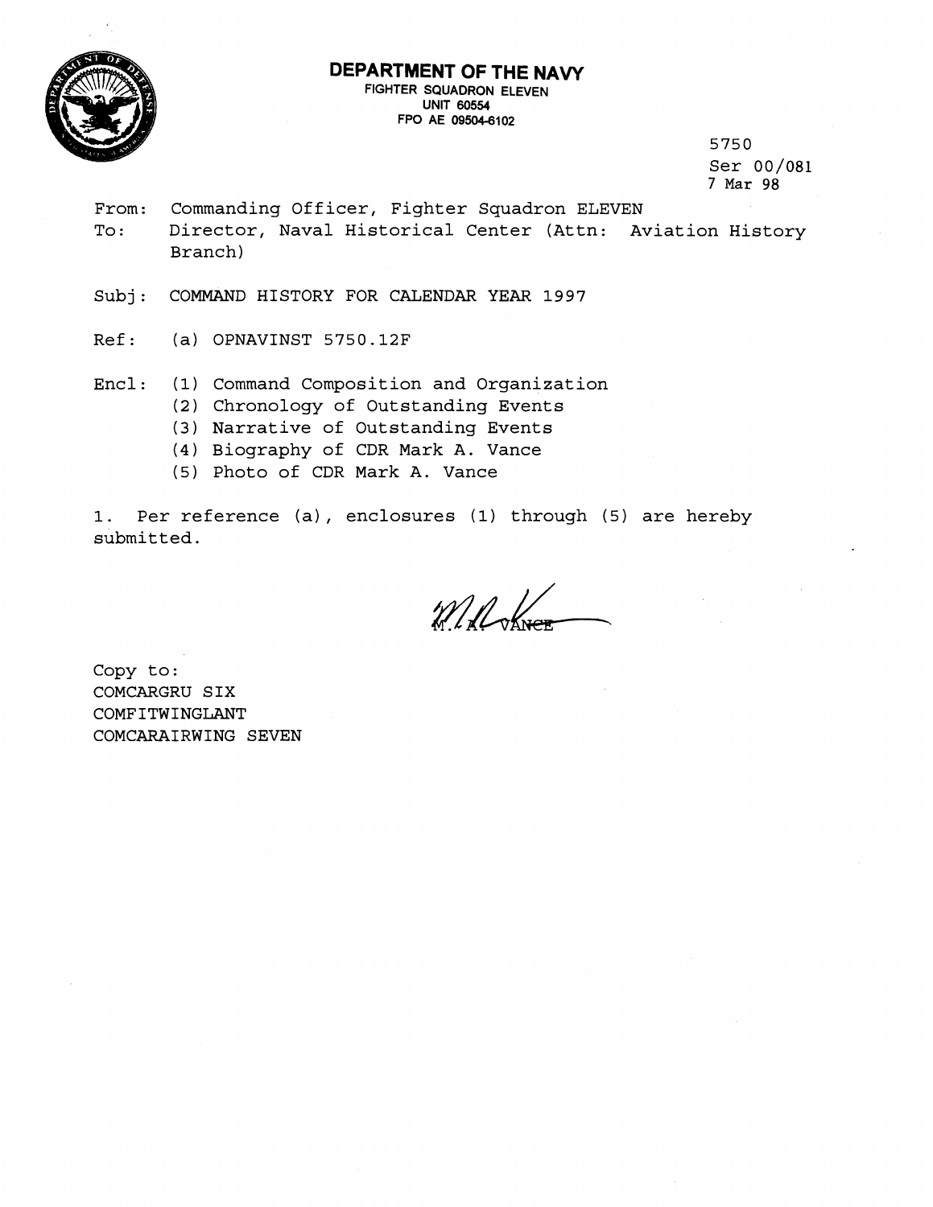# DEPARTMENT OF THE NAVY

FIGHTER SQUADRON ELEVEN
UNIT 60554
FPO AE 09504-6102

5750
Ser 00/081
7 Mar 98

From: Commanding Officer, Fighter Squadron ELEVEN
To: Director, Naval Historical Center (Attn: Aviation History Branch)

Subj: COMMAND HISTORY FOR CALENDAR YEAR 1997

Ref: (a) OPNAVINST 5750.12F

Encl: (1) Command Composition and Organization
(2) Chronology of Outstanding Events
(3) Narrative of Outstanding Events
(4) Biography of CDR Mark A. Vance
(5) Photo of CDR Mark A. Vance

1. Per reference (a), enclosures (1) through (5) are hereby submitted.

M. A. VANCE

Copy to:
COMCARGRU SIX
COMFITWINGLANT
COMCARAIRWING SEVEN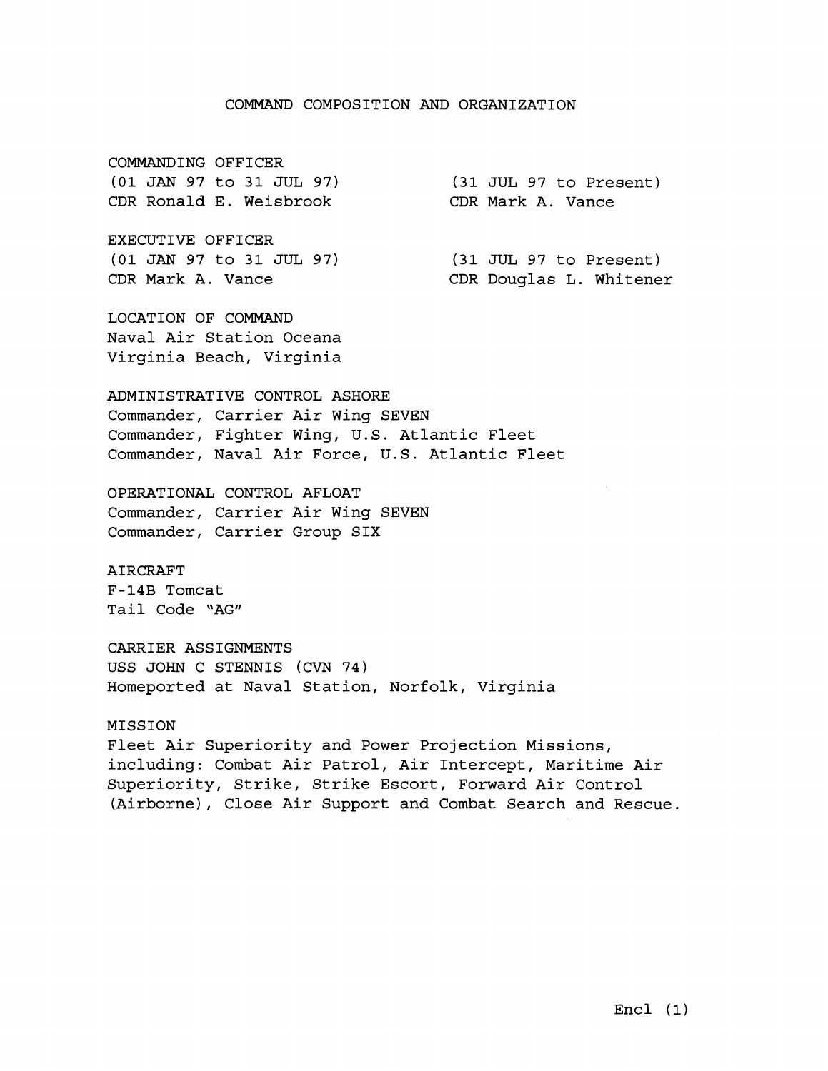# COMMAND COMPOSITION AND ORGANIZATION

COMMANDING OFFICER

| (01 JAN 97 to 31 JUL 97) | (31 JUL 97 to Present) |
| --- | --- |
| CDR Ronald E. Weisbrook | CDR Mark A. Vance |

EXECUTIVE OFFICER

| (01 JAN 97 to 31 JUL 97) | (31 JUL 97 to Present) |
| --- | --- |
| CDR Mark A. Vance | CDR Douglas L. Whitener |

LOCATION OF COMMAND
Naval Air Station Oceana
Virginia Beach, Virginia

ADMINISTRATIVE CONTROL ASHORE
Commander, Carrier Air Wing SEVEN
Commander, Fighter Wing, U.S. Atlantic Fleet
Commander, Naval Air Force, U.S. Atlantic Fleet

OPERATIONAL CONTROL AFLOAT
Commander, Carrier Air Wing SEVEN
Commander, Carrier Group SIX

AIRCRAFT
F-14B Tomcat
Tail Code "AG"

CARRIER ASSIGNMENTS
USS JOHN C STENNIS (CVN 74)
Homeported at Naval Station, Norfolk, Virginia

MISSION
Fleet Air Superiority and Power Projection Missions, including: Combat Air Patrol, Air Intercept, Maritime Air Superiority, Strike, Strike Escort, Forward Air Control (Airborne), Close Air Support and Combat Search and Rescue.

Encl (1)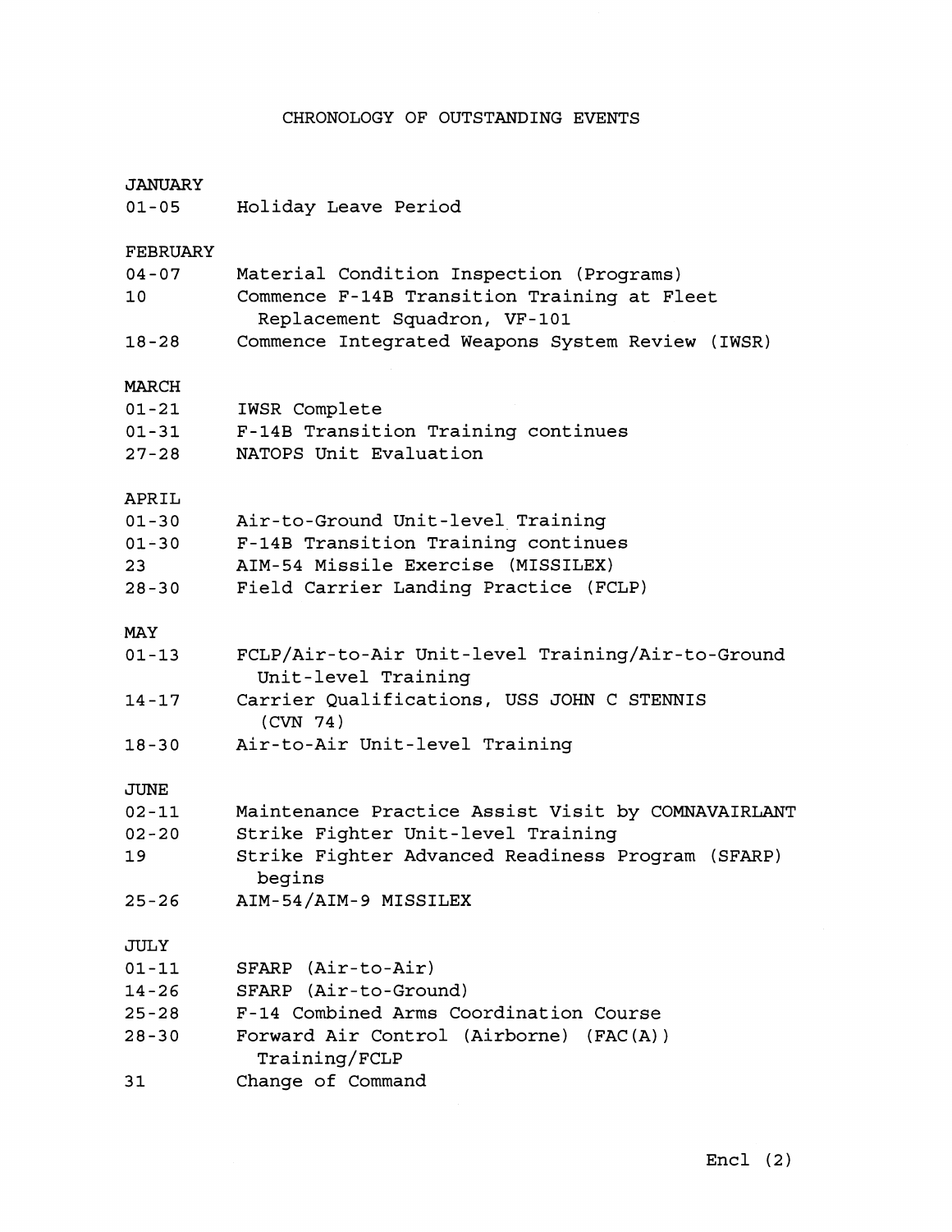# CHRONOLOGY OF OUTSTANDING EVENTS

## JANUARY

| | |
|---|---|
| 01-05 | Holiday Leave Period |

## FEBRUARY

| | |
|---|---|
| 04-07 | Material Condition Inspection (Programs) |
| 10 | Commence F-14B Transition Training at Fleet Replacement Squadron, VF-101 |
| 18-28 | Commence Integrated Weapons System Review (IWSR) |

## MARCH

| | |
|---|---|
| 01-21 | IWSR Complete |
| 01-31 | F-14B Transition Training continues |
| 27-28 | NATOPS Unit Evaluation |

## APRIL

| | |
|---|---|
| 01-30 | Air-to-Ground Unit-level Training |
| 01-30 | F-14B Transition Training continues |
| 23 | AIM-54 Missile Exercise (MISSILEX) |
| 28-30 | Field Carrier Landing Practice (FCLP) |

## MAY

| | |
|---|---|
| 01-13 | FCLP/Air-to-Air Unit-level Training/Air-to-Ground Unit-level Training |
| 14-17 | Carrier Qualifications, USS JOHN C STENNIS (CVN 74) |
| 18-30 | Air-to-Air Unit-level Training |

## JUNE

| | |
|---|---|
| 02-11 | Maintenance Practice Assist Visit by COMNAVAIRLANT |
| 02-20 | Strike Fighter Unit-level Training |
| 19 | Strike Fighter Advanced Readiness Program (SFARP) begins |
| 25-26 | AIM-54/AIM-9 MISSILEX |

## JULY

| | |
|---|---|
| 01-11 | SFARP (Air-to-Air) |
| 14-26 | SFARP (Air-to-Ground) |
| 25-28 | F-14 Combined Arms Coordination Course |
| 28-30 | Forward Air Control (Airborne) (FAC(A)) Training/FCLP |
| 31 | Change of Command |

Encl (2)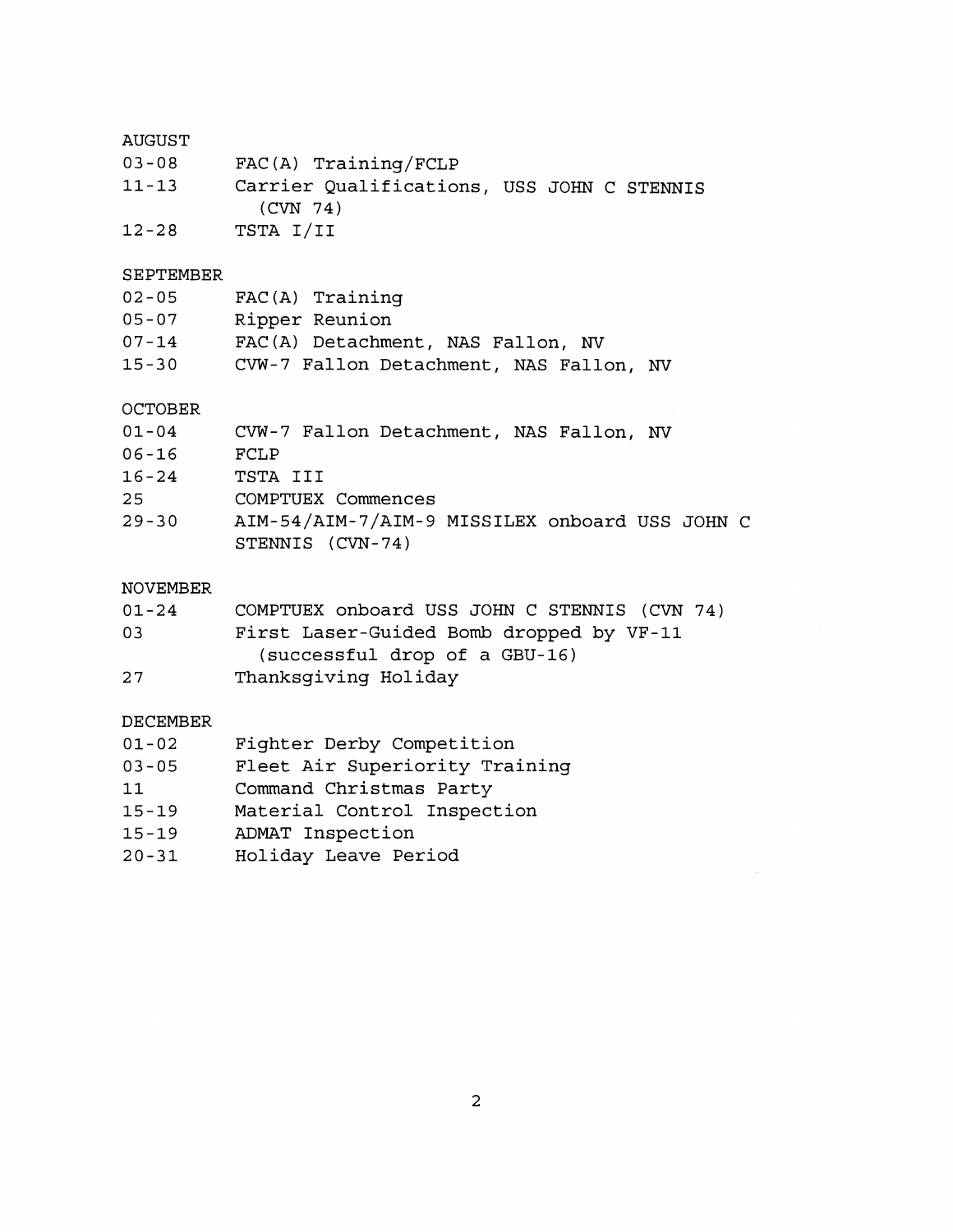AUGUST

| | |
|---|---|
| 03-08 | FAC(A) Training/FCLP |
| 11-13 | Carrier Qualifications, USS JOHN C STENNIS (CVN 74) |
| 12-28 | TSTA I/II |

SEPTEMBER

| | |
|---|---|
| 02-05 | FAC(A) Training |
| 05-07 | Ripper Reunion |
| 07-14 | FAC(A) Detachment, NAS Fallon, NV |
| 15-30 | CVW-7 Fallon Detachment, NAS Fallon, NV |

OCTOBER

| | |
|---|---|
| 01-04 | CVW-7 Fallon Detachment, NAS Fallon, NV |
| 06-16 | FCLP |
| 16-24 | TSTA III |
| 25 | COMPTUEX Commences |
| 29-30 | AIM-54/AIM-7/AIM-9 MISSILEX onboard USS JOHN C STENNIS (CVN-74) |

NOVEMBER

| | |
|---|---|
| 01-24 | COMPTUEX onboard USS JOHN C STENNIS (CVN 74) |
| 03 | First Laser-Guided Bomb dropped by VF-11 (successful drop of a GBU-16) |
| 27 | Thanksgiving Holiday |

DECEMBER

| | |
|---|---|
| 01-02 | Fighter Derby Competition |
| 03-05 | Fleet Air Superiority Training |
| 11 | Command Christmas Party |
| 15-19 | Material Control Inspection |
| 15-19 | ADMAT Inspection |
| 20-31 | Holiday Leave Period |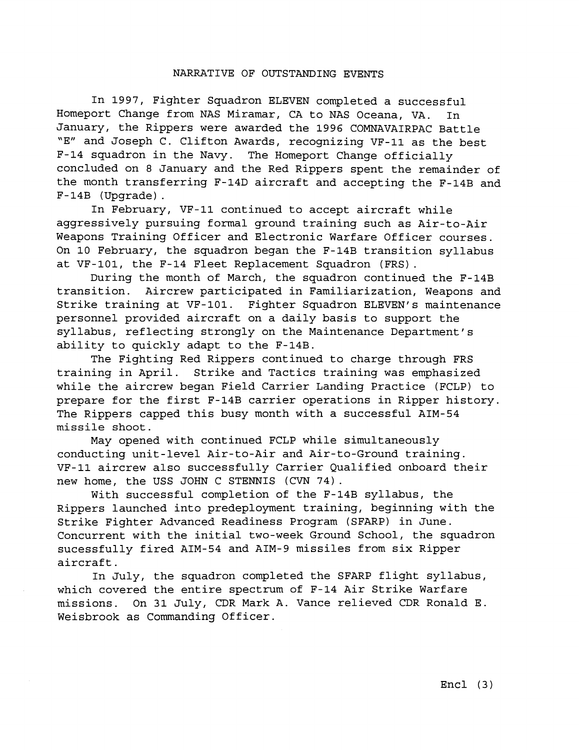# NARRATIVE OF OUTSTANDING EVENTS

In 1997, Fighter Squadron ELEVEN completed a successful Homeport Change from NAS Miramar, CA to NAS Oceana, VA. In January, the Rippers were awarded the 1996 COMNAVAIRPAC Battle "E" and Joseph C. Clifton Awards, recognizing VF-11 as the best F-14 squadron in the Navy. The Homeport Change officially concluded on 8 January and the Red Rippers spent the remainder of the month transferring F-14D aircraft and accepting the F-14B and F-14B (Upgrade).

In February, VF-11 continued to accept aircraft while aggressively pursuing formal ground training such as Air-to-Air Weapons Training Officer and Electronic Warfare Officer courses. On 10 February, the squadron began the F-14B transition syllabus at VF-101, the F-14 Fleet Replacement Squadron (FRS).

During the month of March, the squadron continued the F-14B transition. Aircrew participated in Familiarization, Weapons and Strike training at VF-101. Fighter Squadron ELEVEN's maintenance personnel provided aircraft on a daily basis to support the syllabus, reflecting strongly on the Maintenance Department's ability to quickly adapt to the F-14B.

The Fighting Red Rippers continued to charge through FRS training in April. Strike and Tactics training was emphasized while the aircrew began Field Carrier Landing Practice (FCLP) to prepare for the first F-14B carrier operations in Ripper history. The Rippers capped this busy month with a successful AIM-54 missile shoot.

May opened with continued FCLP while simultaneously conducting unit-level Air-to-Air and Air-to-Ground training. VF-11 aircrew also successfully Carrier Qualified onboard their new home, the USS JOHN C STENNIS (CVN 74).

With successful completion of the F-14B syllabus, the Rippers launched into predeployment training, beginning with the Strike Fighter Advanced Readiness Program (SFARP) in June. Concurrent with the initial two-week Ground School, the squadron sucessfully fired AIM-54 and AIM-9 missiles from six Ripper aircraft.

In July, the squadron completed the SFARP flight syllabus, which covered the entire spectrum of F-14 Air Strike Warfare missions. On 31 July, CDR Mark A. Vance relieved CDR Ronald E. Weisbrook as Commanding Officer.

Encl (3)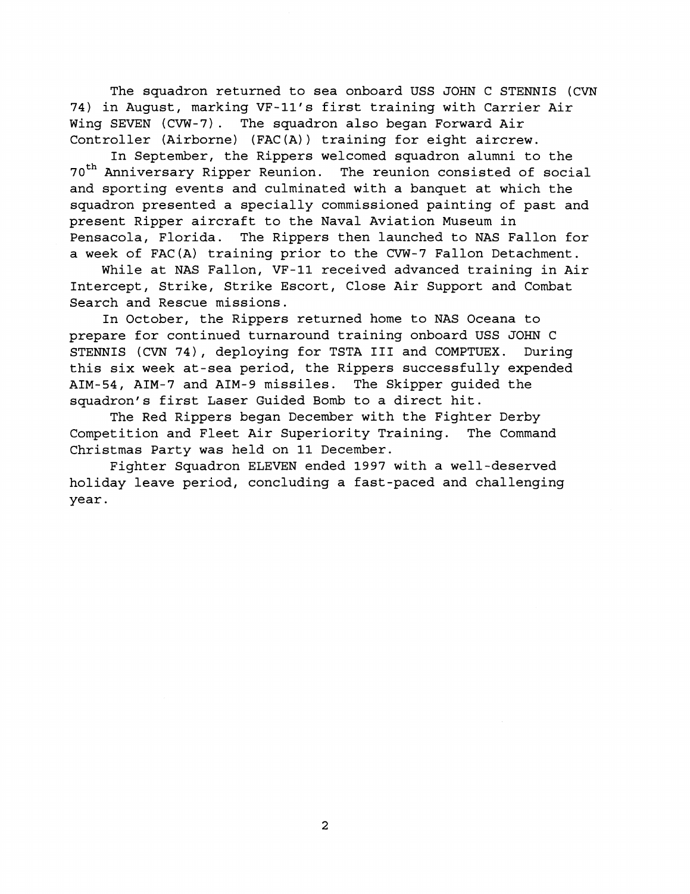The squadron returned to sea onboard USS JOHN C STENNIS (CVN 74) in August, marking VF-11's first training with Carrier Air Wing SEVEN (CVW-7). The squadron also began Forward Air Controller (Airborne) (FAC(A)) training for eight aircrew.

In September, the Rippers welcomed squadron alumni to the 70th Anniversary Ripper Reunion. The reunion consisted of social and sporting events and culminated with a banquet at which the squadron presented a specially commissioned painting of past and present Ripper aircraft to the Naval Aviation Museum in Pensacola, Florida. The Rippers then launched to NAS Fallon for a week of FAC(A) training prior to the CVW-7 Fallon Detachment.

While at NAS Fallon, VF-11 received advanced training in Air Intercept, Strike, Strike Escort, Close Air Support and Combat Search and Rescue missions.

In October, the Rippers returned home to NAS Oceana to prepare for continued turnaround training onboard USS JOHN C STENNIS (CVN 74), deploying for TSTA III and COMPTUEX. During this six week at-sea period, the Rippers successfully expended AIM-54, AIM-7 and AIM-9 missiles. The Skipper guided the squadron's first Laser Guided Bomb to a direct hit.

The Red Rippers began December with the Fighter Derby Competition and Fleet Air Superiority Training. The Command Christmas Party was held on 11 December.

Fighter Squadron ELEVEN ended 1997 with a well-deserved holiday leave period, concluding a fast-paced and challenging year.